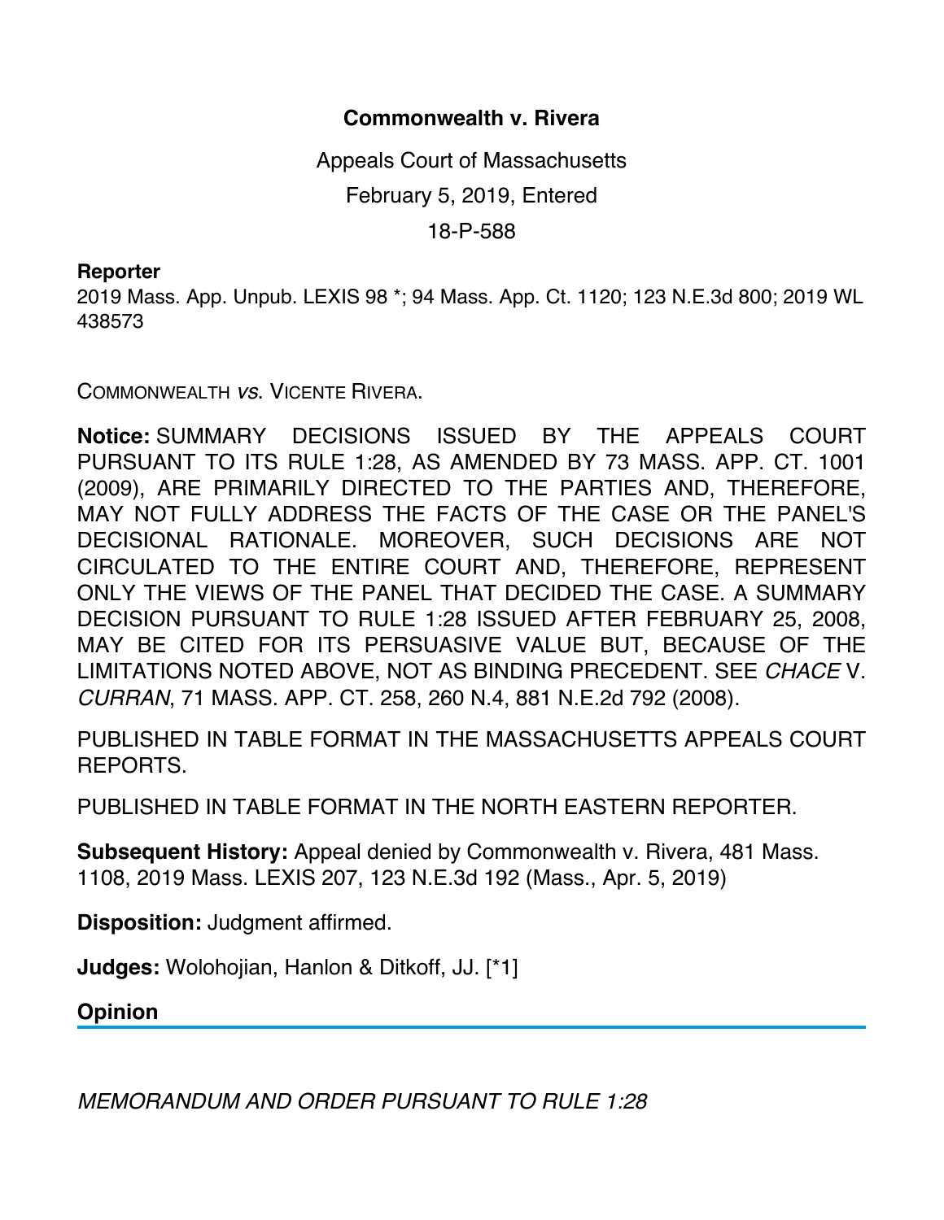# Commonwealth v. Rivera

Appeals Court of Massachusetts

February 5, 2019, Entered

18-P-588

**Reporter**

2019 Mass. App. Unpub. LEXIS 98 *; 94 Mass. App. Ct. 1120; 123 N.E.3d 800; 2019 WL 438573

COMMONWEALTH *vs.* VICENTE RIVERA.

**Notice:** SUMMARY DECISIONS ISSUED BY THE APPEALS COURT PURSUANT TO ITS RULE 1:28, AS AMENDED BY 73 MASS. APP. CT. 1001 (2009), ARE PRIMARILY DIRECTED TO THE PARTIES AND, THEREFORE, MAY NOT FULLY ADDRESS THE FACTS OF THE CASE OR THE PANEL'S DECISIONAL RATIONALE. MOREOVER, SUCH DECISIONS ARE NOT CIRCULATED TO THE ENTIRE COURT AND, THEREFORE, REPRESENT ONLY THE VIEWS OF THE PANEL THAT DECIDED THE CASE. A SUMMARY DECISION PURSUANT TO RULE 1:28 ISSUED AFTER FEBRUARY 25, 2008, MAY BE CITED FOR ITS PERSUASIVE VALUE BUT, BECAUSE OF THE LIMITATIONS NOTED ABOVE, NOT AS BINDING PRECEDENT. SEE *CHACE* V. *CURRAN*, 71 MASS. APP. CT. 258, 260 N.4, 881 N.E.2d 792 (2008).

PUBLISHED IN TABLE FORMAT IN THE MASSACHUSETTS APPEALS COURT REPORTS.

PUBLISHED IN TABLE FORMAT IN THE NORTH EASTERN REPORTER.

**Subsequent History:** Appeal denied by Commonwealth v. Rivera, 481 Mass. 1108, 2019 Mass. LEXIS 207, 123 N.E.3d 192 (Mass., Apr. 5, 2019)

**Disposition:** Judgment affirmed.

**Judges:** Wolohojian, Hanlon & Ditkoff, JJ. [*1]

## Opinion

*MEMORANDUM AND ORDER PURSUANT TO RULE 1:28*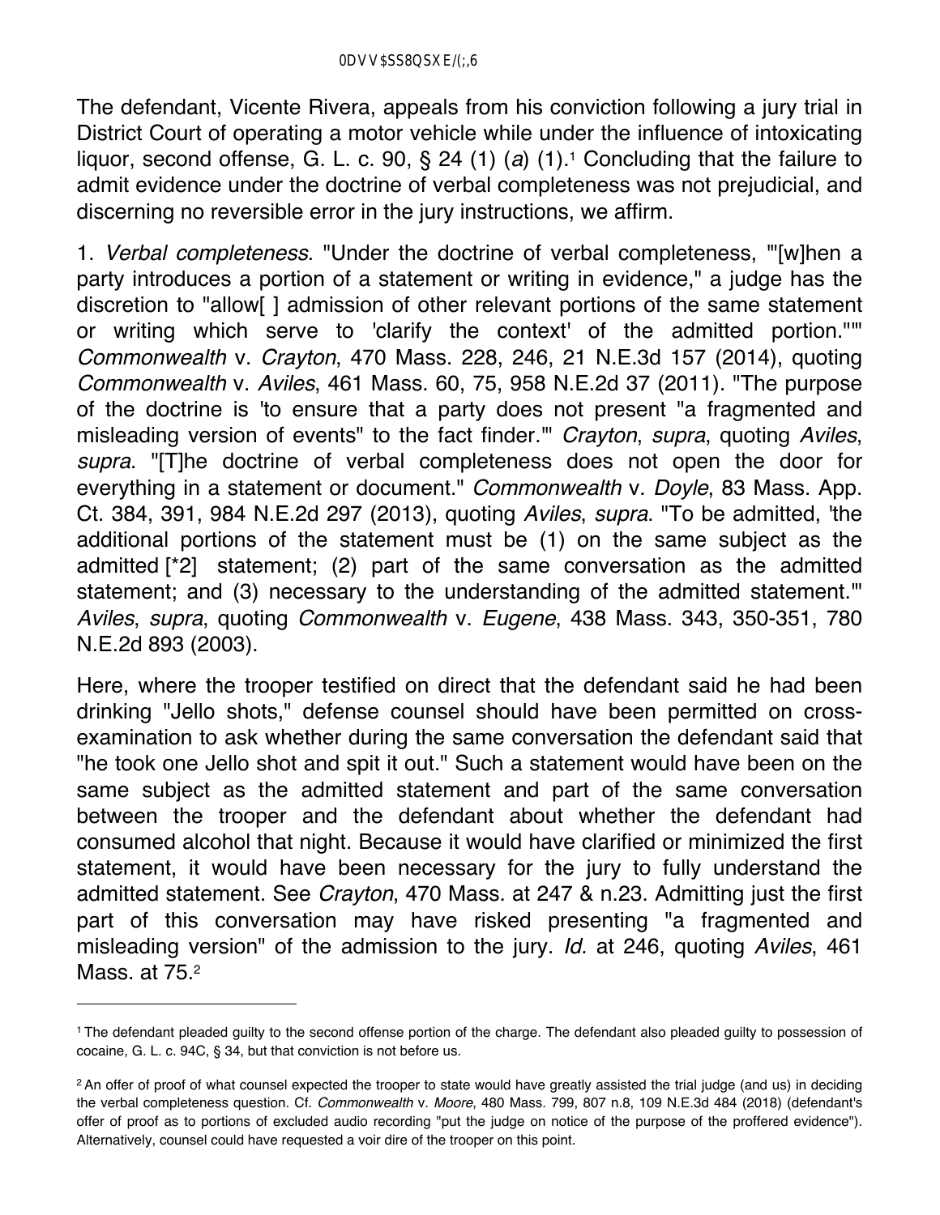The defendant, Vicente Rivera, appeals from his conviction following a jury trial in District Court of operating a motor vehicle while under the influence of intoxicating liquor, second offense, G. L. c. 90, § 24 (1) (*a*) (1).[1] Concluding that the failure to admit evidence under the doctrine of verbal completeness was not prejudicial, and discerning no reversible error in the jury instructions, we affirm.

1. *Verbal completeness*. "Under the doctrine of verbal completeness, '"[w]hen a party introduces a portion of a statement or writing in evidence," a judge has the discretion to "allow[ ] admission of other relevant portions of the same statement or writing which serve to 'clarify the context' of the admitted portion."'" *Commonwealth* v. *Crayton*, 470 Mass. 228, 246, 21 N.E.3d 157 (2014), quoting *Commonwealth* v. *Aviles*, 461 Mass. 60, 75, 958 N.E.2d 37 (2011). "The purpose of the doctrine is 'to ensure that a party does not present "a fragmented and misleading version of events" to the fact finder.'" *Crayton*, *supra*, quoting *Aviles*, *supra*. "[T]he doctrine of verbal completeness does not open the door for everything in a statement or document." *Commonwealth* v. *Doyle*, 83 Mass. App. Ct. 384, 391, 984 N.E.2d 297 (2013), quoting *Aviles*, *supra*. "To be admitted, 'the additional portions of the statement must be (1) on the same subject as the admitted [*2] statement; (2) part of the same conversation as the admitted statement; and (3) necessary to the understanding of the admitted statement.'" *Aviles*, *supra*, quoting *Commonwealth* v. *Eugene*, 438 Mass. 343, 350-351, 780 N.E.2d 893 (2003).

Here, where the trooper testified on direct that the defendant said he had been drinking "Jello shots," defense counsel should have been permitted on cross-examination to ask whether during the same conversation the defendant said that "he took one Jello shot and spit it out." Such a statement would have been on the same subject as the admitted statement and part of the same conversation between the trooper and the defendant about whether the defendant had consumed alcohol that night. Because it would have clarified or minimized the first statement, it would have been necessary for the jury to fully understand the admitted statement. See *Crayton*, 470 Mass. at 247 & n.23. Admitting just the first part of this conversation may have risked presenting "a fragmented and misleading version" of the admission to the jury. *Id.* at 246, quoting *Aviles*, 461 Mass. at 75.[2]

---

[1] The defendant pleaded guilty to the second offense portion of the charge. The defendant also pleaded guilty to possession of cocaine, G. L. c. 94C, § 34, but that conviction is not before us.

[2] An offer of proof of what counsel expected the trooper to state would have greatly assisted the trial judge (and us) in deciding the verbal completeness question. Cf. *Commonwealth* v. *Moore*, 480 Mass. 799, 807 n.8, 109 N.E.3d 484 (2018) (defendant's offer of proof as to portions of excluded audio recording "put the judge on notice of the purpose of the proffered evidence"). Alternatively, counsel could have requested a voir dire of the trooper on this point.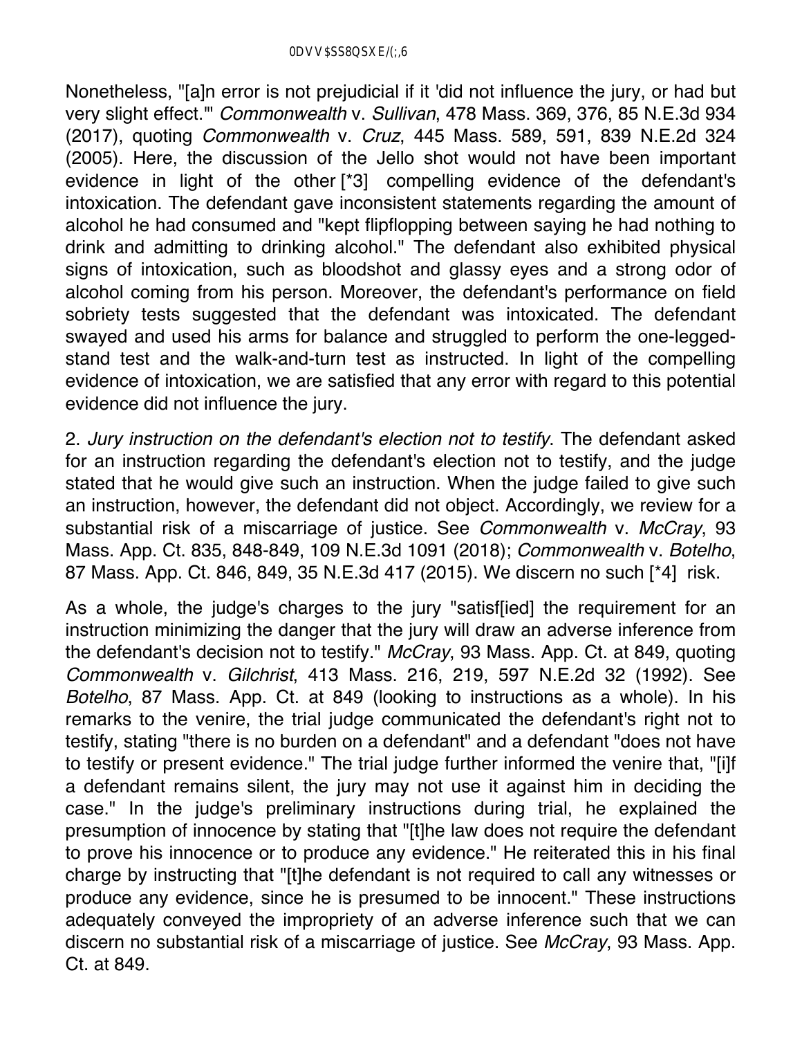Nonetheless, "[a]n error is not prejudicial if it 'did not influence the jury, or had but very slight effect.'" *Commonwealth* v. *Sullivan*, 478 Mass. 369, 376, 85 N.E.3d 934 (2017), quoting *Commonwealth* v. *Cruz*, 445 Mass. 589, 591, 839 N.E.2d 324 (2005). Here, the discussion of the Jello shot would not have been important evidence in light of the other [*3] compelling evidence of the defendant's intoxication. The defendant gave inconsistent statements regarding the amount of alcohol he had consumed and "kept flipflopping between saying he had nothing to drink and admitting to drinking alcohol." The defendant also exhibited physical signs of intoxication, such as bloodshot and glassy eyes and a strong odor of alcohol coming from his person. Moreover, the defendant's performance on field sobriety tests suggested that the defendant was intoxicated. The defendant swayed and used his arms for balance and struggled to perform the one-legged-stand test and the walk-and-turn test as instructed. In light of the compelling evidence of intoxication, we are satisfied that any error with regard to this potential evidence did not influence the jury.

2. *Jury instruction on the defendant's election not to testify*. The defendant asked for an instruction regarding the defendant's election not to testify, and the judge stated that he would give such an instruction. When the judge failed to give such an instruction, however, the defendant did not object. Accordingly, we review for a substantial risk of a miscarriage of justice. See *Commonwealth* v. *McCray*, 93 Mass. App. Ct. 835, 848-849, 109 N.E.3d 1091 (2018); *Commonwealth* v. *Botelho*, 87 Mass. App. Ct. 846, 849, 35 N.E.3d 417 (2015). We discern no such [*4] risk.

As a whole, the judge's charges to the jury "satisf[ied] the requirement for an instruction minimizing the danger that the jury will draw an adverse inference from the defendant's decision not to testify." *McCray*, 93 Mass. App. Ct. at 849, quoting *Commonwealth* v. *Gilchrist*, 413 Mass. 216, 219, 597 N.E.2d 32 (1992). See *Botelho*, 87 Mass. App. Ct. at 849 (looking to instructions as a whole). In his remarks to the venire, the trial judge communicated the defendant's right not to testify, stating "there is no burden on a defendant" and a defendant "does not have to testify or present evidence." The trial judge further informed the venire that, "[i]f a defendant remains silent, the jury may not use it against him in deciding the case." In the judge's preliminary instructions during trial, he explained the presumption of innocence by stating that "[t]he law does not require the defendant to prove his innocence or to produce any evidence." He reiterated this in his final charge by instructing that "[t]he defendant is not required to call any witnesses or produce any evidence, since he is presumed to be innocent." These instructions adequately conveyed the impropriety of an adverse inference such that we can discern no substantial risk of a miscarriage of justice. See *McCray*, 93 Mass. App. Ct. at 849.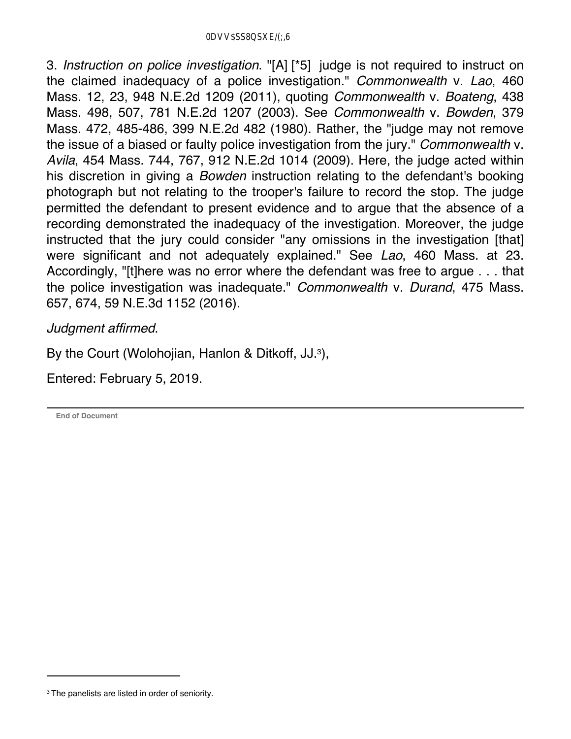3. *Instruction on police investigation*. "[A] [*5] judge is not required to instruct on the claimed inadequacy of a police investigation." *Commonwealth* v. *Lao*, 460 Mass. 12, 23, 948 N.E.2d 1209 (2011), quoting *Commonwealth* v. *Boateng*, 438 Mass. 498, 507, 781 N.E.2d 1207 (2003). See *Commonwealth* v. *Bowden*, 379 Mass. 472, 485-486, 399 N.E.2d 482 (1980). Rather, the "judge may not remove the issue of a biased or faulty police investigation from the jury." *Commonwealth* v. *Avila*, 454 Mass. 744, 767, 912 N.E.2d 1014 (2009). Here, the judge acted within his discretion in giving a *Bowden* instruction relating to the defendant's booking photograph but not relating to the trooper's failure to record the stop. The judge permitted the defendant to present evidence and to argue that the absence of a recording demonstrated the inadequacy of the investigation. Moreover, the judge instructed that the jury could consider "any omissions in the investigation [that] were significant and not adequately explained." See *Lao*, 460 Mass. at 23. Accordingly, "[t]here was no error where the defendant was free to argue . . . that the police investigation was inadequate." *Commonwealth* v. *Durand*, 475 Mass. 657, 674, 59 N.E.3d 1152 (2016).

*Judgment affirmed*.

By the Court (Wolohojian, Hanlon & Ditkoff, JJ.[3]),

Entered: February 5, 2019.

---

End of Document

[3] The panelists are listed in order of seniority.